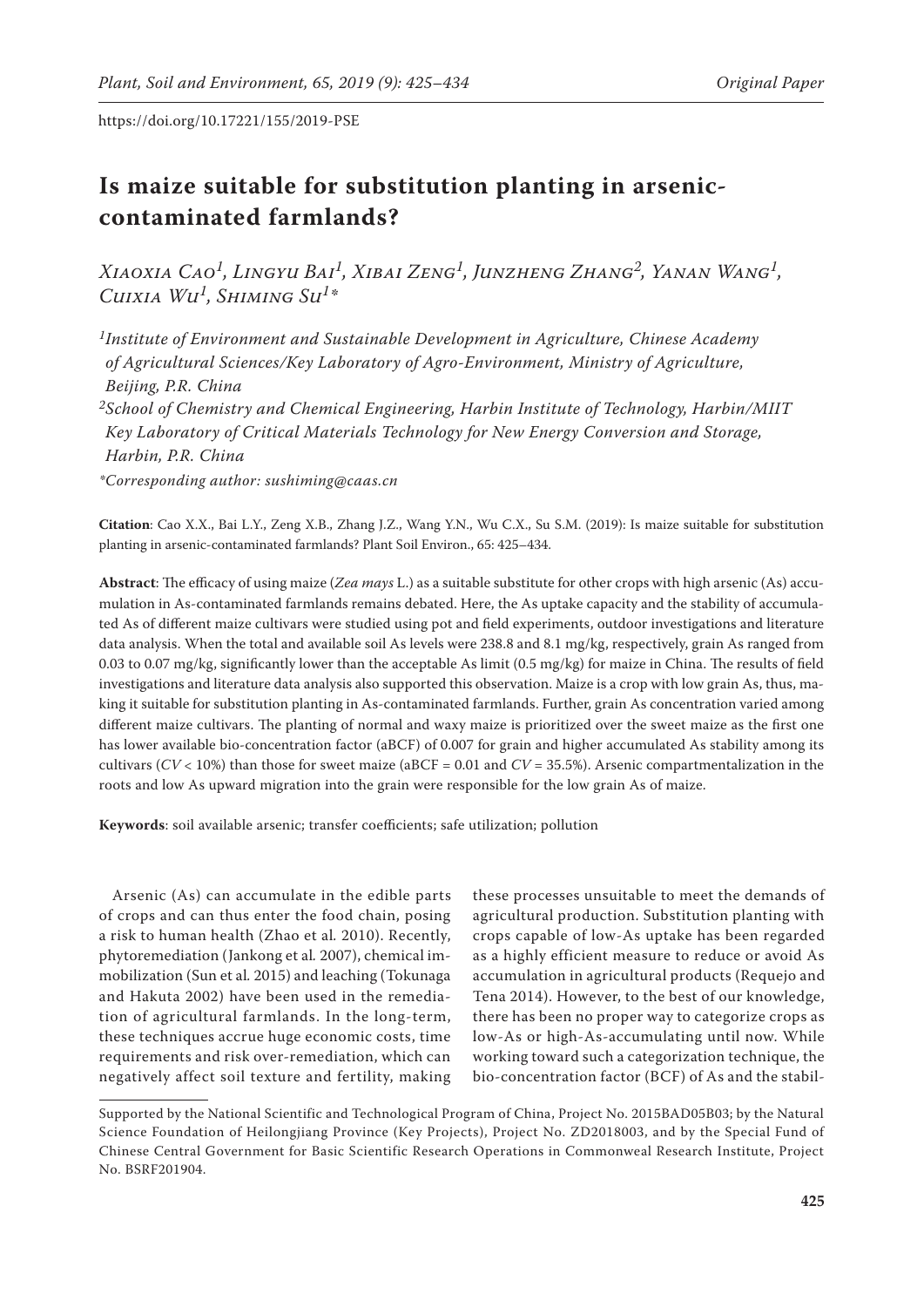https://doi.org/10.17221/155/2019-PSE

# Is maize suitable for substitution planting in arsenic-contaminated farmlands?

*Xiaoxia Cao[1], Lingyu Bai[1], Xibai Zeng[1], Junzheng Zhang[2], Yanan Wang[1], Cuixia Wu[1], Shiming Su[1]\**

*[1]Institute of Environment and Sustainable Development in Agriculture, Chinese Academy of Agricultural Sciences/Key Laboratory of Agro-Environment, Ministry of Agriculture, Beijing, P.R. China*

*[2]School of Chemistry and Chemical Engineering, Harbin Institute of Technology, Harbin/MIIT Key Laboratory of Critical Materials Technology for New Energy Conversion and Storage, Harbin, P.R. China*

*\*Corresponding author: sushiming@caas.cn*

**Citation**: Cao X.X., Bai L.Y., Zeng X.B., Zhang J.Z., Wang Y.N., Wu C.X., Su S.M. (2019): Is maize suitable for substitution planting in arsenic-contaminated farmlands? Plant Soil Environ., 65: 425–434.

**Abstract**: The efficacy of using maize (*Zea mays* L.) as a suitable substitute for other crops with high arsenic (As) accumulation in As-contaminated farmlands remains debated. Here, the As uptake capacity and the stability of accumulated As of different maize cultivars were studied using pot and field experiments, outdoor investigations and literature data analysis. When the total and available soil As levels were 238.8 and 8.1 mg/kg, respectively, grain As ranged from 0.03 to 0.07 mg/kg, significantly lower than the acceptable As limit (0.5 mg/kg) for maize in China. The results of field investigations and literature data analysis also supported this observation. Maize is a crop with low grain As, thus, making it suitable for substitution planting in As-contaminated farmlands. Further, grain As concentration varied among different maize cultivars. The planting of normal and waxy maize is prioritized over the sweet maize as the first one has lower available bio-concentration factor (aBCF) of 0.007 for grain and higher accumulated As stability among its cultivars ($CV < 10\%$) than those for sweet maize (aBCF = 0.01 and $CV = 35.5\%$). Arsenic compartmentalization in the roots and low As upward migration into the grain were responsible for the low grain As of maize.

**Keywords**: soil available arsenic; transfer coefficients; safe utilization; pollution

Arsenic (As) can accumulate in the edible parts of crops and can thus enter the food chain, posing a risk to human health (Zhao et al. 2010). Recently, phytoremediation (Jankong et al. 2007), chemical immobilization (Sun et al. 2015) and leaching (Tokunaga and Hakuta 2002) have been used in the remediation of agricultural farmlands. In the long-term, these techniques accrue huge economic costs, time requirements and risk over-remediation, which can negatively affect soil texture and fertility, making these processes unsuitable to meet the demands of agricultural production. Substitution planting with crops capable of low-As uptake has been regarded as a highly efficient measure to reduce or avoid As accumulation in agricultural products (Requejo and Tena 2014). However, to the best of our knowledge, there has been no proper way to categorize crops as low-As or high-As-accumulating until now. While working toward such a categorization technique, the bio-concentration factor (BCF) of As and the stabil-

Supported by the National Scientific and Technological Program of China, Project No. 2015BAD05B03; by the Natural Science Foundation of Heilongjiang Province (Key Projects), Project No. ZD2018003, and by the Special Fund of Chinese Central Government for Basic Scientific Research Operations in Commonweal Research Institute, Project No. BSRF201904.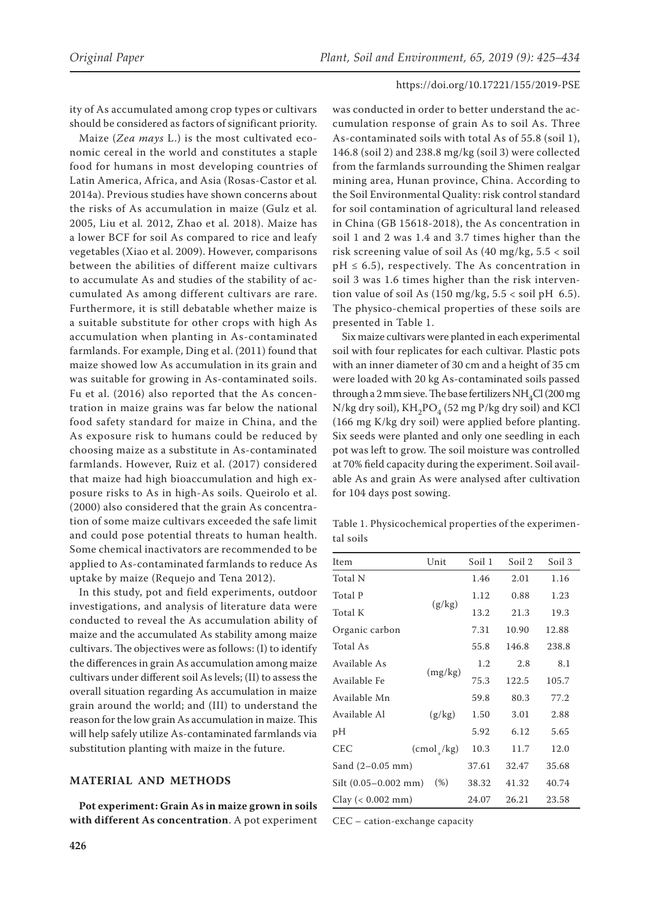ity of As accumulated among crop types or cultivars should be considered as factors of significant priority.

Maize (*Zea mays* L.) is the most cultivated economic cereal in the world and constitutes a staple food for humans in most developing countries of Latin America, Africa, and Asia (Rosas-Castor et al. 2014a). Previous studies have shown concerns about the risks of As accumulation in maize (Gulz et al. 2005, Liu et al. 2012, Zhao et al. 2018). Maize has a lower BCF for soil As compared to rice and leafy vegetables (Xiao et al. 2009). However, comparisons between the abilities of different maize cultivars to accumulate As and studies of the stability of accumulated As among different cultivars are rare. Furthermore, it is still debatable whether maize is a suitable substitute for other crops with high As accumulation when planting in As-contaminated farmlands. For example, Ding et al. (2011) found that maize showed low As accumulation in its grain and was suitable for growing in As-contaminated soils. Fu et al. (2016) also reported that the As concentration in maize grains was far below the national food safety standard for maize in China, and the As exposure risk to humans could be reduced by choosing maize as a substitute in As-contaminated farmlands. However, Ruiz et al. (2017) considered that maize had high bioaccumulation and high exposure risks to As in high-As soils. Queirolo et al. (2000) also considered that the grain As concentration of some maize cultivars exceeded the safe limit and could pose potential threats to human health. Some chemical inactivators are recommended to be applied to As-contaminated farmlands to reduce As uptake by maize (Requejo and Tena 2012).

In this study, pot and field experiments, outdoor investigations, and analysis of literature data were conducted to reveal the As accumulation ability of maize and the accumulated As stability among maize cultivars. The objectives were as follows: (I) to identify the differences in grain As accumulation among maize cultivars under different soil As levels; (II) to assess the overall situation regarding As accumulation in maize grain around the world; and (III) to understand the reason for the low grain As accumulation in maize. This will help safely utilize As-contaminated farmlands via substitution planting with maize in the future.

## MATERIAL AND METHODS

**Pot experiment: Grain As in maize grown in soils with different As concentration**. A pot experiment was conducted in order to better understand the accumulation response of grain As to soil As. Three As-contaminated soils with total As of 55.8 (soil 1), 146.8 (soil 2) and 238.8 mg/kg (soil 3) were collected from the farmlands surrounding the Shimen realgar mining area, Hunan province, China. According to the Soil Environmental Quality: risk control standard for soil contamination of agricultural land released in China (GB 15618-2018), the As concentration in soil 1 and 2 was 1.4 and 3.7 times higher than the risk screening value of soil As (40 mg/kg, 5.5 < soil pH ≤ 6.5), respectively. The As concentration in soil 3 was 1.6 times higher than the risk intervention value of soil As (150 mg/kg, 5.5 < soil pH  6.5). The physico-chemical properties of these soils are presented in Table 1.

Six maize cultivars were planted in each experimental soil with four replicates for each cultivar. Plastic pots with an inner diameter of 30 cm and a height of 35 cm were loaded with 20 kg As-contaminated soils passed through a 2 mm sieve. The base fertilizers $NH_4Cl$ (200 mg N/kg dry soil), $KH_2PO_4$ (52 mg P/kg dry soil) and KCl (166 mg K/kg dry soil) were applied before planting. Six seeds were planted and only one seedling in each pot was left to grow. The soil moisture was controlled at 70% field capacity during the experiment. Soil available As and grain As were analysed after cultivation for 104 days post sowing.

Table 1. Physicochemical properties of the experimental soils

| Item | Unit | Soil 1 | Soil 2 | Soil 3 |
|---|---|---|---|---|
| Total N | (g/kg) | 1.46 | 2.01 | 1.16 |
| Total P | | 1.12 | 0.88 | 1.23 |
| Total K | | 13.2 | 21.3 | 19.3 |
| Organic carbon | | 7.31 | 10.90 | 12.88 |
| Total As | (mg/kg) | 55.8 | 146.8 | 238.8 |
| Available As | | 1.2 | 2.8 | 8.1 |
| Available Fe | | 75.3 | 122.5 | 105.7 |
| Available Mn | | 59.8 | 80.3 | 77.2 |
| Available Al | (g/kg) | 1.50 | 3.01 | 2.88 |
| pH | | 5.92 | 6.12 | 5.65 |
| CEC | ($cmol_+$/kg) | 10.3 | 11.7 | 12.0 |
| Sand (2–0.05 mm) | (%) | 37.61 | 32.47 | 35.68 |
| Silt (0.05–0.002 mm) | | 38.32 | 41.32 | 40.74 |
| Clay (< 0.002 mm) | | 24.07 | 26.21 | 23.58 |

CEC – cation-exchange capacity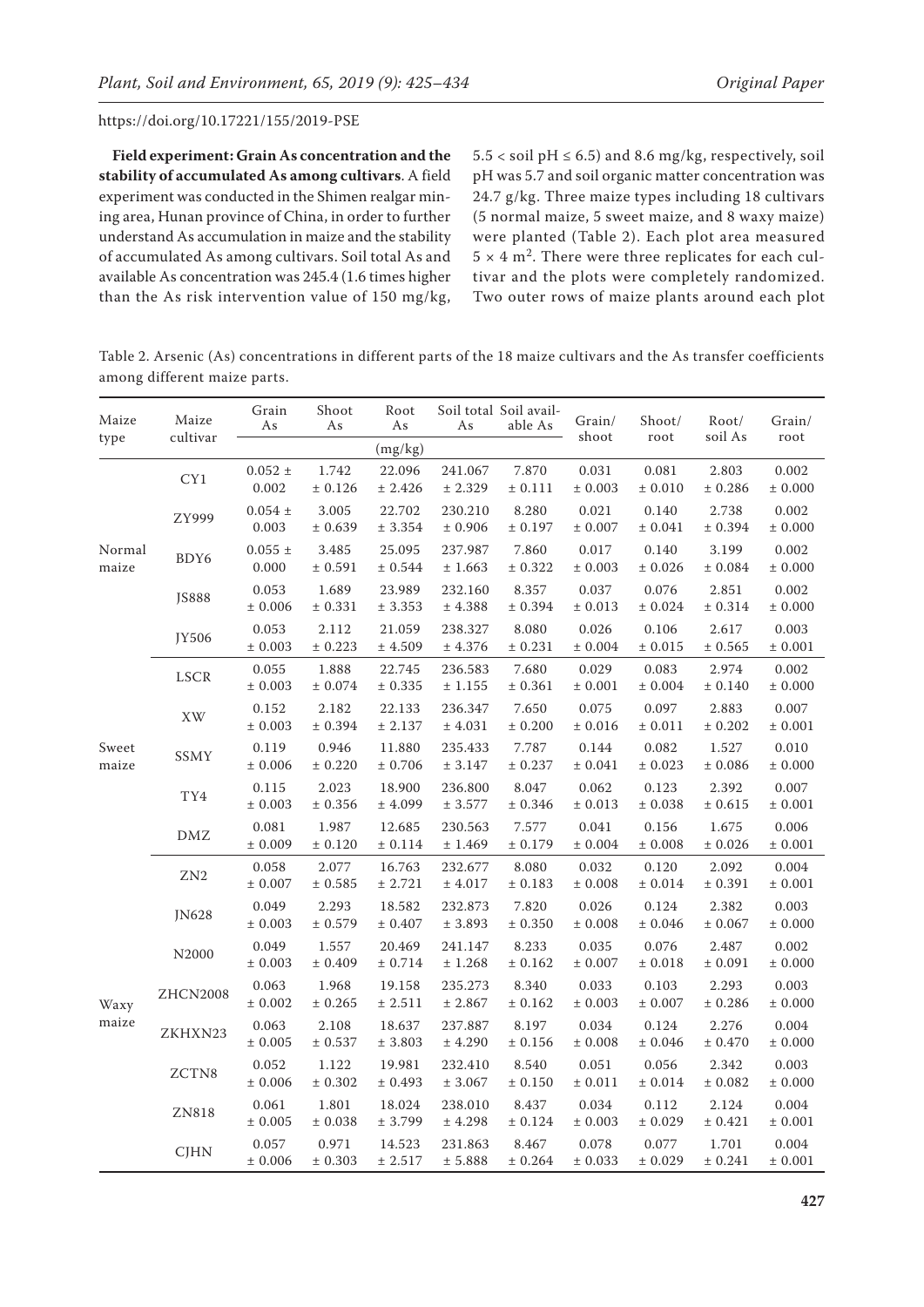**Field experiment: Grain As concentration and the stability of accumulated As among cultivars**. A field experiment was conducted in the Shimen realgar mining area, Hunan province of China, in order to further understand As accumulation in maize and the stability of accumulated As among cultivars. Soil total As and available As concentration was 245.4 (1.6 times higher than the As risk intervention value of 150 mg/kg, 5.5 < soil pH ≤ 6.5) and 8.6 mg/kg, respectively, soil pH was 5.7 and soil organic matter concentration was 24.7 g/kg. Three maize types including 18 cultivars (5 normal maize, 5 sweet maize, and 8 waxy maize) were planted (Table 2). Each plot area measured $5 \times 4$ m$^2$. There were three replicates for each cultivar and the plots were completely randomized. Two outer rows of maize plants around each plot

Table 2. Arsenic (As) concentrations in different parts of the 18 maize cultivars and the As transfer coefficients among different maize parts.

| Maize type | Maize cultivar | Grain As | Shoot As | Root As | Soil total As | Soil available As | Grain/shoot | Shoot/root | Root/soil As | Grain/root |
|---|---|---|---|---|---|---|---|---|---|---|
| | | (mg/kg) | | | | | | | | |
| Normal maize | CY1 | 0.052 ± 0.002 | 1.742 ± 0.126 | 22.096 ± 2.426 | 241.067 ± 2.329 | 7.870 ± 0.111 | 0.031 ± 0.003 | 0.081 ± 0.010 | 2.803 ± 0.286 | 0.002 ± 0.000 |
| | ZY999 | 0.054 ± 0.003 | 3.005 ± 0.639 | 22.702 ± 3.354 | 230.210 ± 0.906 | 8.280 ± 0.197 | 0.021 ± 0.007 | 0.140 ± 0.041 | 2.738 ± 0.394 | 0.002 ± 0.000 |
| | BDY6 | 0.055 ± 0.000 | 3.485 ± 0.591 | 25.095 ± 0.544 | 237.987 ± 1.663 | 7.860 ± 0.322 | 0.017 ± 0.003 | 0.140 ± 0.026 | 3.199 ± 0.084 | 0.002 ± 0.000 |
| | JS888 | 0.053 ± 0.006 | 1.689 ± 0.331 | 23.989 ± 3.353 | 232.160 ± 4.388 | 8.357 ± 0.394 | 0.037 ± 0.013 | 0.076 ± 0.024 | 2.851 ± 0.314 | 0.002 ± 0.000 |
| | JY506 | 0.053 ± 0.003 | 2.112 ± 0.223 | 21.059 ± 4.509 | 238.327 ± 4.376 | 8.080 ± 0.231 | 0.026 ± 0.004 | 0.106 ± 0.015 | 2.617 ± 0.565 | 0.003 ± 0.001 |
| Sweet maize | LSCR | 0.055 ± 0.003 | 1.888 ± 0.074 | 22.745 ± 0.335 | 236.583 ± 1.155 | 7.680 ± 0.361 | 0.029 ± 0.001 | 0.083 ± 0.004 | 2.974 ± 0.140 | 0.002 ± 0.000 |
| | XW | 0.152 ± 0.003 | 2.182 ± 0.394 | 22.133 ± 2.137 | 236.347 ± 4.031 | 7.650 ± 0.200 | 0.075 ± 0.016 | 0.097 ± 0.011 | 2.883 ± 0.202 | 0.007 ± 0.001 |
| | SSMY | 0.119 ± 0.006 | 0.946 ± 0.220 | 11.880 ± 0.706 | 235.433 ± 3.147 | 7.787 ± 0.237 | 0.144 ± 0.041 | 0.082 ± 0.023 | 1.527 ± 0.086 | 0.010 ± 0.000 |
| | TY4 | 0.115 ± 0.003 | 2.023 ± 0.356 | 18.900 ± 4.099 | 236.800 ± 3.577 | 8.047 ± 0.346 | 0.062 ± 0.013 | 0.123 ± 0.038 | 2.392 ± 0.615 | 0.007 ± 0.001 |
| | DMZ | 0.081 ± 0.009 | 1.987 ± 0.120 | 12.685 ± 0.114 | 230.563 ± 1.469 | 7.577 ± 0.179 | 0.041 ± 0.004 | 0.156 ± 0.008 | 1.675 ± 0.026 | 0.006 ± 0.001 |
| Waxy maize | ZN2 | 0.058 ± 0.007 | 2.077 ± 0.585 | 16.763 ± 2.721 | 232.677 ± 4.017 | 8.080 ± 0.183 | 0.032 ± 0.008 | 0.120 ± 0.014 | 2.092 ± 0.391 | 0.004 ± 0.001 |
| | JN628 | 0.049 ± 0.003 | 2.293 ± 0.579 | 18.582 ± 0.407 | 232.873 ± 3.893 | 7.820 ± 0.350 | 0.026 ± 0.008 | 0.124 ± 0.046 | 2.382 ± 0.067 | 0.003 ± 0.000 |
| | N2000 | 0.049 ± 0.003 | 1.557 ± 0.409 | 20.469 ± 0.714 | 241.147 ± 1.268 | 8.233 ± 0.162 | 0.035 ± 0.007 | 0.076 ± 0.018 | 2.487 ± 0.091 | 0.002 ± 0.000 |
| | ZHCN2008 | 0.063 ± 0.002 | 1.968 ± 0.265 | 19.158 ± 2.511 | 235.273 ± 2.867 | 8.340 ± 0.162 | 0.033 ± 0.003 | 0.103 ± 0.007 | 2.293 ± 0.286 | 0.003 ± 0.000 |
| | ZKHXN23 | 0.063 ± 0.005 | 2.108 ± 0.537 | 18.637 ± 3.803 | 237.887 ± 4.290 | 8.197 ± 0.156 | 0.034 ± 0.008 | 0.124 ± 0.046 | 2.276 ± 0.470 | 0.004 ± 0.000 |
| | ZCTN8 | 0.052 ± 0.006 | 1.122 ± 0.302 | 19.981 ± 0.493 | 232.410 ± 3.067 | 8.540 ± 0.150 | 0.051 ± 0.011 | 0.056 ± 0.014 | 2.342 ± 0.082 | 0.003 ± 0.000 |
| | ZN818 | 0.061 ± 0.005 | 1.801 ± 0.038 | 18.024 ± 3.799 | 238.010 ± 4.298 | 8.437 ± 0.124 | 0.034 ± 0.003 | 0.112 ± 0.029 | 2.124 ± 0.421 | 0.004 ± 0.001 |
| | CJHN | 0.057 ± 0.006 | 0.971 ± 0.303 | 14.523 ± 2.517 | 231.863 ± 5.888 | 8.467 ± 0.264 | 0.078 ± 0.033 | 0.077 ± 0.029 | 1.701 ± 0.241 | 0.004 ± 0.001 |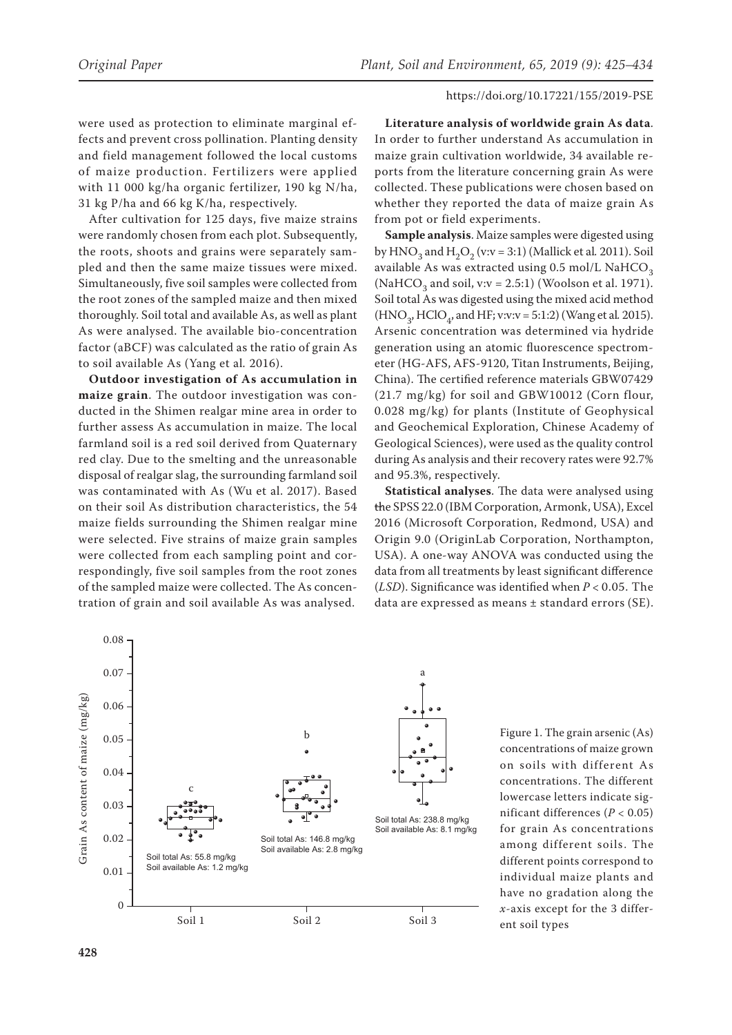were used as protection to eliminate marginal effects and prevent cross pollination. Planting density and field management followed the local customs of maize production. Fertilizers were applied with 11 000 kg/ha organic fertilizer, 190 kg N/ha, 31 kg P/ha and 66 kg K/ha, respectively.

After cultivation for 125 days, five maize strains were randomly chosen from each plot. Subsequently, the roots, shoots and grains were separately sampled and then the same maize tissues were mixed. Simultaneously, five soil samples were collected from the root zones of the sampled maize and then mixed thoroughly. Soil total and available As, as well as plant As were analysed. The available bio-concentration factor (aBCF) was calculated as the ratio of grain As to soil available As (Yang et al. 2016).

**Outdoor investigation of As accumulation in maize grain**. The outdoor investigation was conducted in the Shimen realgar mine area in order to further assess As accumulation in maize. The local farmland soil is a red soil derived from Quaternary red clay. Due to the smelting and the unreasonable disposal of realgar slag, the surrounding farmland soil was contaminated with As (Wu et al. 2017). Based on their soil As distribution characteristics, the 54 maize fields surrounding the Shimen realgar mine were selected. Five strains of maize grain samples were collected from each sampling point and correspondingly, five soil samples from the root zones of the sampled maize were collected. The As concentration of grain and soil available As was analysed.

**Literature analysis of worldwide grain As data**. In order to further understand As accumulation in maize grain cultivation worldwide, 34 available reports from the literature concerning grain As were collected. These publications were chosen based on whether they reported the data of maize grain As from pot or field experiments.

**Sample analysis**. Maize samples were digested using by $HNO_3$ and $H_2O_2$ (v:v = 3:1) (Mallick et al. 2011). Soil available As was extracted using 0.5 mol/L $NaHCO_3$ ($NaHCO_3$ and soil, v:v = 2.5:1) (Woolson et al. 1971). Soil total As was digested using the mixed acid method ($HNO_3$, $HClO_4$, and HF; v:v:v = 5:1:2) (Wang et al. 2015). Arsenic concentration was determined via hydride generation using an atomic fluorescence spectrometer (HG-AFS, AFS-9120, Titan Instruments, Beijing, China). The certified reference materials GBW07429 (21.7 mg/kg) for soil and GBW10012 (Corn flour, 0.028 mg/kg) for plants (Institute of Geophysical and Geochemical Exploration, Chinese Academy of Geological Sciences), were used as the quality control during As analysis and their recovery rates were 92.7% and 95.3%, respectively.

**Statistical analyses**. The data were analysed using ~~the~~ SPSS 22.0 (IBM Corporation, Armonk, USA), Excel 2016 (Microsoft Corporation, Redmond, USA) and Origin 9.0 (OriginLab Corporation, Northampton, USA). A one-way ANOVA was conducted using the data from all treatments by least significant difference (*LSD*). Significance was identified when $P < 0.05$. The data are expressed as means ± standard errors (SE).

Figure 1. The grain arsenic (As) concentrations of maize grown on soils with different As concentrations. The different lowercase letters indicate significant differences ($P < 0.05$) for grain As concentrations among different soils. The different points correspond to individual maize plants and have no gradation along the *x*-axis except for the 3 different soil types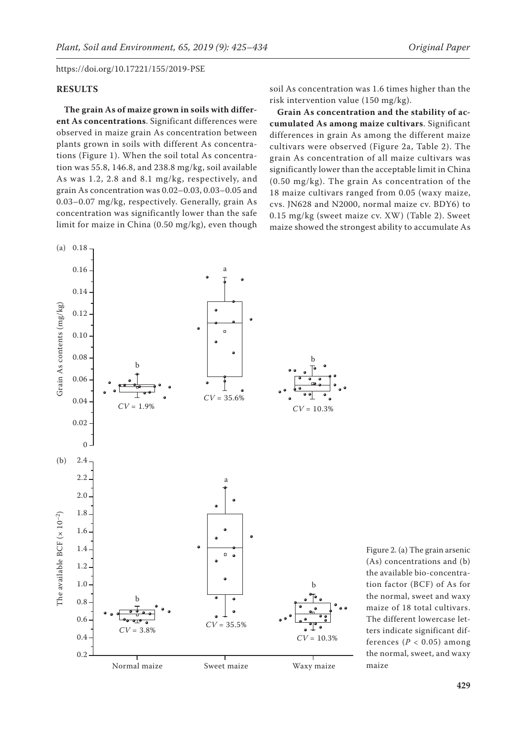https://doi.org/10.17221/155/2019-PSE

## RESULTS

**The grain As of maize grown in soils with different As concentrations**. Significant differences were observed in maize grain As concentration between plants grown in soils with different As concentrations (Figure 1). When the soil total As concentration was 55.8, 146.8, and 238.8 mg/kg, soil available As was 1.2, 2.8 and 8.1 mg/kg, respectively, and grain As concentration was 0.02–0.03, 0.03–0.05 and 0.03–0.07 mg/kg, respectively. Generally, grain As concentration was significantly lower than the safe limit for maize in China (0.50 mg/kg), even though soil As concentration was 1.6 times higher than the risk intervention value (150 mg/kg).

**Grain As concentration and the stability of accumulated As among maize cultivars**. Significant differences in grain As among the different maize cultivars were observed (Figure 2a, Table 2). The grain As concentration of all maize cultivars was significantly lower than the acceptable limit in China (0.50 mg/kg). The grain As concentration of the 18 maize cultivars ranged from 0.05 (waxy maize, cvs. JN628 and N2000, normal maize cv. BDY6) to 0.15 mg/kg (sweet maize cv. XW) (Table 2). Sweet maize showed the strongest ability to accumulate As

Figure 2. (a) The grain arsenic (As) concentrations and (b) the available bio-concentration factor (BCF) of As for the normal, sweet and waxy maize of 18 total cultivars. The different lowercase letters indicate significant differences ($P < 0.05$) among the normal, sweet, and waxy maize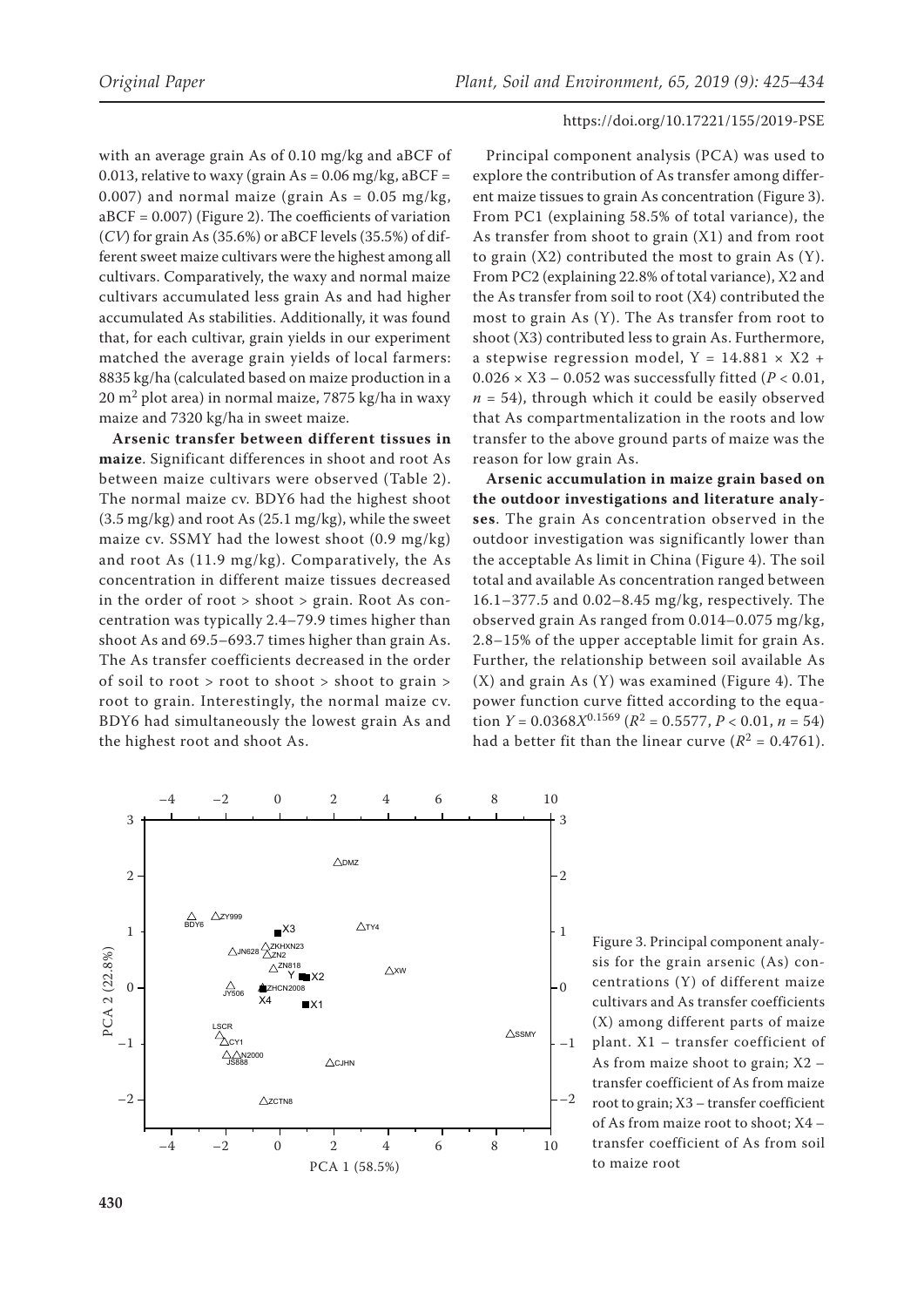with an average grain As of 0.10 mg/kg and aBCF of 0.013, relative to waxy (grain As = 0.06 mg/kg, aBCF = 0.007) and normal maize (grain As = 0.05 mg/kg, aBCF = 0.007) (Figure 2). The coefficients of variation (*CV*) for grain As (35.6%) or aBCF levels (35.5%) of different sweet maize cultivars were the highest among all cultivars. Comparatively, the waxy and normal maize cultivars accumulated less grain As and had higher accumulated As stabilities. Additionally, it was found that, for each cultivar, grain yields in our experiment matched the average grain yields of local farmers: 8835 kg/ha (calculated based on maize production in a 20 $m^2$ plot area) in normal maize, 7875 kg/ha in waxy maize and 7320 kg/ha in sweet maize.

**Arsenic transfer between different tissues in maize**. Significant differences in shoot and root As between maize cultivars were observed (Table 2). The normal maize cv. BDY6 had the highest shoot (3.5 mg/kg) and root As (25.1 mg/kg), while the sweet maize cv. SSMY had the lowest shoot (0.9 mg/kg) and root As (11.9 mg/kg). Comparatively, the As concentration in different maize tissues decreased in the order of root > shoot > grain. Root As concentration was typically 2.4–79.9 times higher than shoot As and 69.5–693.7 times higher than grain As. The As transfer coefficients decreased in the order of soil to root > root to shoot > shoot to grain > root to grain. Interestingly, the normal maize cv. BDY6 had simultaneously the lowest grain As and the highest root and shoot As.

Principal component analysis (PCA) was used to explore the contribution of As transfer among different maize tissues to grain As concentration (Figure 3). From PC1 (explaining 58.5% of total variance), the As transfer from shoot to grain (X1) and from root to grain (X2) contributed the most to grain As (Y). From PC2 (explaining 22.8% of total variance), X2 and the As transfer from soil to root (X4) contributed the most to grain As (Y). The As transfer from root to shoot (X3) contributed less to grain As. Furthermore, a stepwise regression model, Y = 14.881 × X2 + 0.026 × X3 – 0.052 was successfully fitted ($P < 0.01$, $n = 54$), through which it could be easily observed that As compartmentalization in the roots and low transfer to the above ground parts of maize was the reason for low grain As.

**Arsenic accumulation in maize grain based on the outdoor investigations and literature analyses**. The grain As concentration observed in the outdoor investigation was significantly lower than the acceptable As limit in China (Figure 4). The soil total and available As concentration ranged between 16.1–377.5 and 0.02–8.45 mg/kg, respectively. The observed grain As ranged from 0.014–0.075 mg/kg, 2.8–15% of the upper acceptable limit for grain As. Further, the relationship between soil available As (X) and grain As (Y) was examined (Figure 4). The power function curve fitted according to the equation $Y = 0.0368X^{0.1569}$ ($R^2 = 0.5577$, $P < 0.01$, $n = 54$) had a better fit than the linear curve ($R^2 = 0.4761$).

Figure 3. Principal component analysis for the grain arsenic (As) concentrations (Y) of different maize cultivars and As transfer coefficients (X) among different parts of maize plant. X1 – transfer coefficient of As from maize shoot to grain; X2 – transfer coefficient of As from maize root to grain; X3 – transfer coefficient of As from maize root to shoot; X4 – transfer coefficient of As from soil to maize root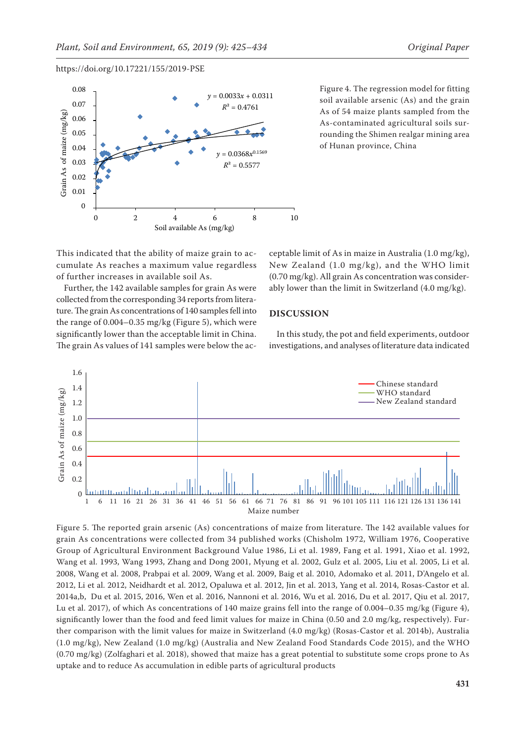Figure 4. The regression model for fitting soil available arsenic (As) and the grain As of 54 maize plants sampled from the As-contaminated agricultural soils surrounding the Shimen realgar mining area of Hunan province, China

This indicated that the ability of maize grain to accumulate As reaches a maximum value regardless of further increases in available soil As.

Further, the 142 available samples for grain As were collected from the corresponding 34 reports from literature. The grain As concentrations of 140 samples fell into the range of 0.004–0.35 mg/kg (Figure 5), which were significantly lower than the acceptable limit in China. The grain As values of 141 samples were below the acceptable limit of As in maize in Australia (1.0 mg/kg), New Zealand (1.0 mg/kg), and the WHO limit (0.70 mg/kg). All grain As concentration was considerably lower than the limit in Switzerland (4.0 mg/kg).

## DISCUSSION

In this study, the pot and field experiments, outdoor investigations, and analyses of literature data indicated

Figure 5. The reported grain arsenic (As) concentrations of maize from literature. The 142 available values for grain As concentrations were collected from 34 published works (Chisholm 1972, William 1976, Cooperative Group of Agricultural Environment Background Value 1986, Li et al. 1989, Fang et al. 1991, Xiao et al. 1992, Wang et al. 1993, Wang 1993, Zhang and Dong 2001, Myung et al. 2002, Gulz et al. 2005, Liu et al. 2005, Li et al. 2008, Wang et al. 2008, Prabpai et al. 2009, Wang et al. 2009, Baig et al. 2010, Adomako et al. 2011, D'Angelo et al. 2012, Li et al. 2012, Neidhardt et al. 2012, Opaluwa et al. 2012, Jin et al. 2013, Yang et al. 2014, Rosas-Castor et al. 2014a,b, Du et al. 2015, 2016, Wen et al. 2016, Nannoni et al. 2016, Wu et al. 2016, Du et al. 2017, Qiu et al. 2017, Lu et al. 2017), of which As concentrations of 140 maize grains fell into the range of 0.004–0.35 mg/kg (Figure 4), significantly lower than the food and feed limit values for maize in China (0.50 and 2.0 mg/kg, respectively). Further comparison with the limit values for maize in Switzerland (4.0 mg/kg) (Rosas-Castor et al. 2014b), Australia (1.0 mg/kg), New Zealand (1.0 mg/kg) (Australia and New Zealand Food Standards Code 2015), and the WHO (0.70 mg/kg) (Zolfaghari et al. 2018), showed that maize has a great potential to substitute some crops prone to As uptake and to reduce As accumulation in edible parts of agricultural products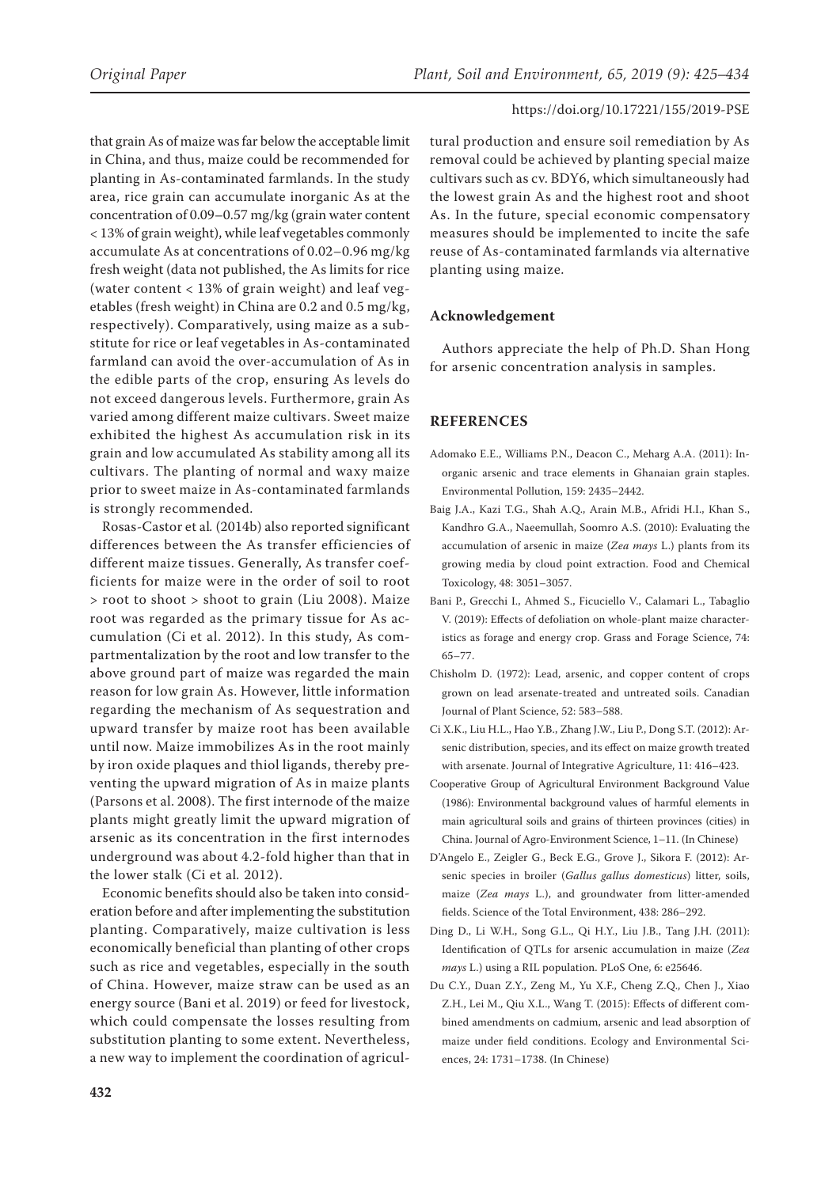that grain As of maize was far below the acceptable limit in China, and thus, maize could be recommended for planting in As-contaminated farmlands. In the study area, rice grain can accumulate inorganic As at the concentration of 0.09–0.57 mg/kg (grain water content < 13% of grain weight), while leaf vegetables commonly accumulate As at concentrations of 0.02–0.96 mg/kg fresh weight (data not published, the As limits for rice (water content < 13% of grain weight) and leaf vegetables (fresh weight) in China are 0.2 and 0.5 mg/kg, respectively). Comparatively, using maize as a substitute for rice or leaf vegetables in As-contaminated farmland can avoid the over-accumulation of As in the edible parts of the crop, ensuring As levels do not exceed dangerous levels. Furthermore, grain As varied among different maize cultivars. Sweet maize exhibited the highest As accumulation risk in its grain and low accumulated As stability among all its cultivars. The planting of normal and waxy maize prior to sweet maize in As-contaminated farmlands is strongly recommended.

Rosas-Castor et al. (2014b) also reported significant differences between the As transfer efficiencies of different maize tissues. Generally, As transfer coefficients for maize were in the order of soil to root > root to shoot > shoot to grain (Liu 2008). Maize root was regarded as the primary tissue for As accumulation (Ci et al. 2012). In this study, As compartmentalization by the root and low transfer to the above ground part of maize was regarded the main reason for low grain As. However, little information regarding the mechanism of As sequestration and upward transfer by maize root has been available until now. Maize immobilizes As in the root mainly by iron oxide plaques and thiol ligands, thereby preventing the upward migration of As in maize plants (Parsons et al. 2008). The first internode of the maize plants might greatly limit the upward migration of arsenic as its concentration in the first internodes underground was about 4.2-fold higher than that in the lower stalk (Ci et al. 2012).

Economic benefits should also be taken into consideration before and after implementing the substitution planting. Comparatively, maize cultivation is less economically beneficial than planting of other crops such as rice and vegetables, especially in the south of China. However, maize straw can be used as an energy source (Bani et al. 2019) or feed for livestock, which could compensate the losses resulting from substitution planting to some extent. Nevertheless, a new way to implement the coordination of agricultural production and ensure soil remediation by As removal could be achieved by planting special maize cultivars such as cv. BDY6, which simultaneously had the lowest grain As and the highest root and shoot As. In the future, special economic compensatory measures should be implemented to incite the safe reuse of As-contaminated farmlands via alternative planting using maize.

### Acknowledgement

Authors appreciate the help of Ph.D. Shan Hong for arsenic concentration analysis in samples.

## REFERENCES

Adomako E.E., Williams P.N., Deacon C., Meharg A.A. (2011): Inorganic arsenic and trace elements in Ghanaian grain staples. Environmental Pollution, 159: 2435–2442.

Baig J.A., Kazi T.G., Shah A.Q., Arain M.B., Afridi H.I., Khan S., Kandhro G.A., Naeemullah, Soomro A.S. (2010): Evaluating the accumulation of arsenic in maize (*Zea mays* L.) plants from its growing media by cloud point extraction. Food and Chemical Toxicology, 48: 3051–3057.

Bani P., Grecchi I., Ahmed S., Ficuciello V., Calamari L., Tabaglio V. (2019): Effects of defoliation on whole-plant maize characteristics as forage and energy crop. Grass and Forage Science, 74: 65–77.

Chisholm D. (1972): Lead, arsenic, and copper content of crops grown on lead arsenate-treated and untreated soils. Canadian Journal of Plant Science, 52: 583–588.

Ci X.K., Liu H.L., Hao Y.B., Zhang J.W., Liu P., Dong S.T. (2012): Arsenic distribution, species, and its effect on maize growth treated with arsenate. Journal of Integrative Agriculture, 11: 416–423.

Cooperative Group of Agricultural Environment Background Value (1986): Environmental background values of harmful elements in main agricultural soils and grains of thirteen provinces (cities) in China. Journal of Agro-Environment Science, 1–11. (In Chinese)

D'Angelo E., Zeigler G., Beck E.G., Grove J., Sikora F. (2012): Arsenic species in broiler (*Gallus gallus domesticus*) litter, soils, maize (*Zea mays* L.), and groundwater from litter-amended fields. Science of the Total Environment, 438: 286–292.

Ding D., Li W.H., Song G.L., Qi H.Y., Liu J.B., Tang J.H. (2011): Identification of QTLs for arsenic accumulation in maize (*Zea mays* L.) using a RIL population. PLoS One, 6: e25646.

Du C.Y., Duan Z.Y., Zeng M., Yu X.F., Cheng Z.Q., Chen J., Xiao Z.H., Lei M., Qiu X.L., Wang T. (2015): Effects of different combined amendments on cadmium, arsenic and lead absorption of maize under field conditions. Ecology and Environmental Sciences, 24: 1731–1738. (In Chinese)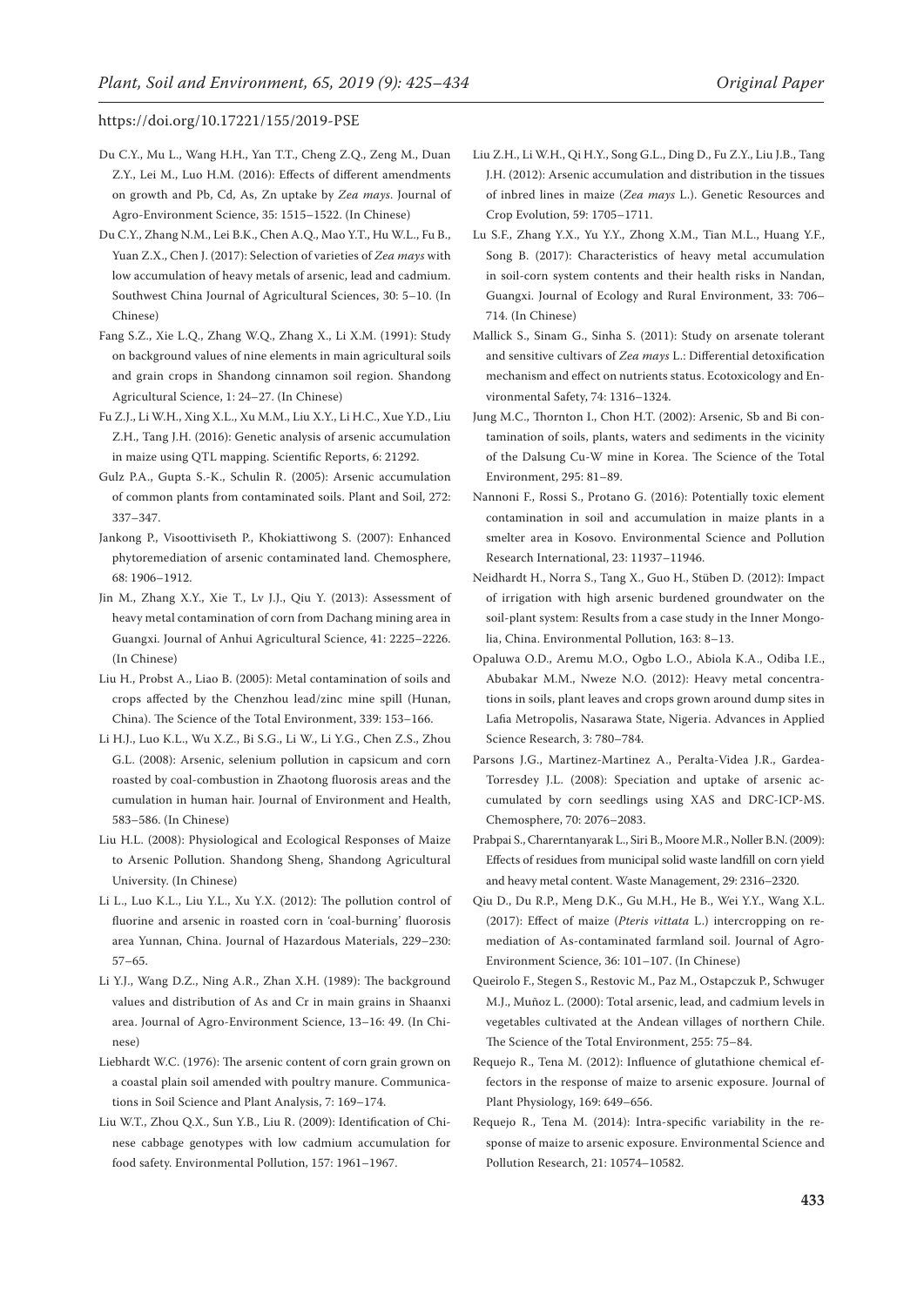Du C.Y., Mu L., Wang H.H., Yan T.T., Cheng Z.Q., Zeng M., Duan Z.Y., Lei M., Luo H.M. (2016): Effects of different amendments on growth and Pb, Cd, As, Zn uptake by *Zea mays*. Journal of Agro-Environment Science, 35: 1515–1522. (In Chinese)

Du C.Y., Zhang N.M., Lei B.K., Chen A.Q., Mao Y.T., Hu W.L., Fu B., Yuan Z.X., Chen J. (2017): Selection of varieties of *Zea mays* with low accumulation of heavy metals of arsenic, lead and cadmium. Southwest China Journal of Agricultural Sciences, 30: 5–10. (In Chinese)

Fang S.Z., Xie L.Q., Zhang W.Q., Zhang X., Li X.M. (1991): Study on background values of nine elements in main agricultural soils and grain crops in Shandong cinnamon soil region. Shandong Agricultural Science, 1: 24–27. (In Chinese)

Fu Z.J., Li W.H., Xing X.L., Xu M.M., Liu X.Y., Li H.C., Xue Y.D., Liu Z.H., Tang J.H. (2016): Genetic analysis of arsenic accumulation in maize using QTL mapping. Scientific Reports, 6: 21292.

Gulz P.A., Gupta S.-K., Schulin R. (2005): Arsenic accumulation of common plants from contaminated soils. Plant and Soil, 272: 337–347.

Jankong P., Visoottiviseth P., Khokiattiwong S. (2007): Enhanced phytoremediation of arsenic contaminated land. Chemosphere, 68: 1906–1912.

Jin M., Zhang X.Y., Xie T., Lv J.J., Qiu Y. (2013): Assessment of heavy metal contamination of corn from Dachang mining area in Guangxi. Journal of Anhui Agricultural Science, 41: 2225–2226. (In Chinese)

Liu H., Probst A., Liao B. (2005): Metal contamination of soils and crops affected by the Chenzhou lead/zinc mine spill (Hunan, China). The Science of the Total Environment, 339: 153–166.

Li H.J., Luo K.L., Wu X.Z., Bi S.G., Li W., Li Y.G., Chen Z.S., Zhou G.L. (2008): Arsenic, selenium pollution in capsicum and corn roasted by coal-combustion in Zhaotong fluorosis areas and the cumulation in human hair. Journal of Environment and Health, 583–586. (In Chinese)

Liu H.L. (2008): Physiological and Ecological Responses of Maize to Arsenic Pollution. Shandong Sheng, Shandong Agricultural University. (In Chinese)

Li L., Luo K.L., Liu Y.L., Xu Y.X. (2012): The pollution control of fluorine and arsenic in roasted corn in 'coal-burning' fluorosis area Yunnan, China. Journal of Hazardous Materials, 229–230: 57–65.

Li Y.J., Wang D.Z., Ning A.R., Zhan X.H. (1989): The background values and distribution of As and Cr in main grains in Shaanxi area. Journal of Agro-Environment Science, 13–16: 49. (In Chinese)

Liebhardt W.C. (1976): The arsenic content of corn grain grown on a coastal plain soil amended with poultry manure. Communications in Soil Science and Plant Analysis, 7: 169–174.

Liu W.T., Zhou Q.X., Sun Y.B., Liu R. (2009): Identification of Chinese cabbage genotypes with low cadmium accumulation for food safety. Environmental Pollution, 157: 1961–1967.

Liu Z.H., Li W.H., Qi H.Y., Song G.L., Ding D., Fu Z.Y., Liu J.B., Tang J.H. (2012): Arsenic accumulation and distribution in the tissues of inbred lines in maize (*Zea mays* L.). Genetic Resources and Crop Evolution, 59: 1705–1711.

Lu S.F., Zhang Y.X., Yu Y.Y., Zhong X.M., Tian M.L., Huang Y.F., Song B. (2017): Characteristics of heavy metal accumulation in soil-corn system contents and their health risks in Nandan, Guangxi. Journal of Ecology and Rural Environment, 33: 706–714. (In Chinese)

Mallick S., Sinam G., Sinha S. (2011): Study on arsenate tolerant and sensitive cultivars of *Zea mays* L.: Differential detoxification mechanism and effect on nutrients status. Ecotoxicology and Environmental Safety, 74: 1316–1324.

Jung M.C., Thornton I., Chon H.T. (2002): Arsenic, Sb and Bi contamination of soils, plants, waters and sediments in the vicinity of the Dalsung Cu-W mine in Korea. The Science of the Total Environment, 295: 81–89.

Nannoni F., Rossi S., Protano G. (2016): Potentially toxic element contamination in soil and accumulation in maize plants in a smelter area in Kosovo. Environmental Science and Pollution Research International, 23: 11937–11946.

Neidhardt H., Norra S., Tang X., Guo H., Stüben D. (2012): Impact of irrigation with high arsenic burdened groundwater on the soil-plant system: Results from a case study in the Inner Mongolia, China. Environmental Pollution, 163: 8–13.

Opaluwa O.D., Aremu M.O., Ogbo L.O., Abiola K.A., Odiba I.E., Abubakar M.M., Nweze N.O. (2012): Heavy metal concentrations in soils, plant leaves and crops grown around dump sites in Lafia Metropolis, Nasarawa State, Nigeria. Advances in Applied Science Research, 3: 780–784.

Parsons J.G., Martinez-Martinez A., Peralta-Videa J.R., Gardea-Torresdey J.L. (2008): Speciation and uptake of arsenic accumulated by corn seedlings using XAS and DRC-ICP-MS. Chemosphere, 70: 2076–2083.

Prabpai S., Charerntanyarak L., Siri B., Moore M.R., Noller B.N. (2009): Effects of residues from municipal solid waste landfill on corn yield and heavy metal content. Waste Management, 29: 2316–2320.

Qiu D., Du R.P., Meng D.K., Gu M.H., He B., Wei Y.Y., Wang X.L. (2017): Effect of maize (*Pteris vittata* L.) intercropping on remediation of As-contaminated farmland soil. Journal of Agro-Environment Science, 36: 101–107. (In Chinese)

Queirolo F., Stegen S., Restovic M., Paz M., Ostapczuk P., Schwuger M.J., Muñoz L. (2000): Total arsenic, lead, and cadmium levels in vegetables cultivated at the Andean villages of northern Chile. The Science of the Total Environment, 255: 75–84.

Requejo R., Tena M. (2012): Influence of glutathione chemical effectors in the response of maize to arsenic exposure. Journal of Plant Physiology, 169: 649–656.

Requejo R., Tena M. (2014): Intra-specific variability in the response of maize to arsenic exposure. Environmental Science and Pollution Research, 21: 10574–10582.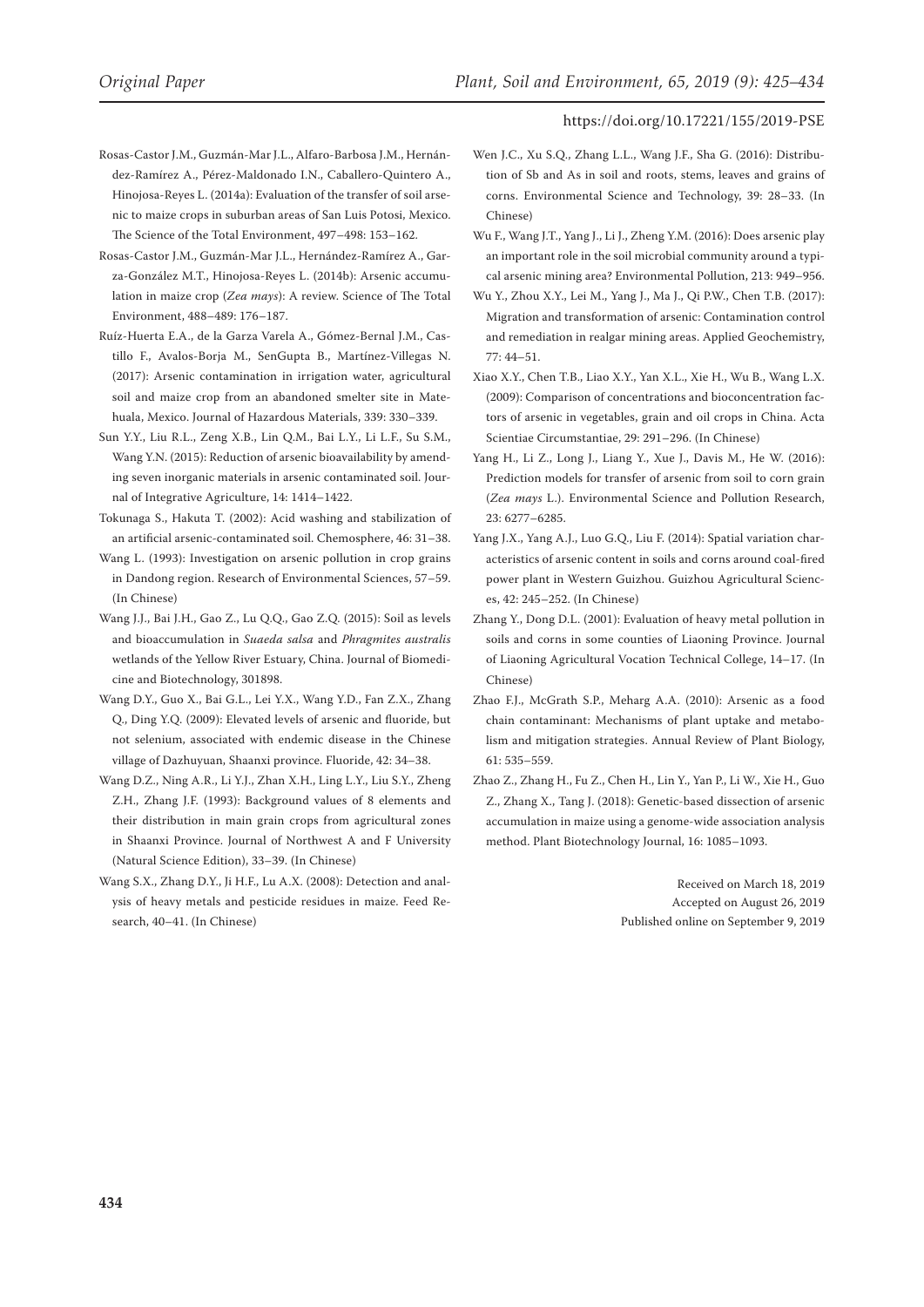Rosas-Castor J.M., Guzmán-Mar J.L., Alfaro-Barbosa J.M., Hernández-Ramírez A., Pérez-Maldonado I.N., Caballero-Quintero A., Hinojosa-Reyes L. (2014a): Evaluation of the transfer of soil arsenic to maize crops in suburban areas of San Luis Potosi, Mexico. The Science of the Total Environment, 497–498: 153–162.

Rosas-Castor J.M., Guzmán-Mar J.L., Hernández-Ramírez A., Garza-González M.T., Hinojosa-Reyes L. (2014b): Arsenic accumulation in maize crop (*Zea mays*): A review. Science of The Total Environment, 488–489: 176–187.

Ruíz-Huerta E.A., de la Garza Varela A., Gómez-Bernal J.M., Castillo F., Avalos-Borja M., SenGupta B., Martínez-Villegas N. (2017): Arsenic contamination in irrigation water, agricultural soil and maize crop from an abandoned smelter site in Matehuala, Mexico. Journal of Hazardous Materials, 339: 330–339.

Sun Y.Y., Liu R.L., Zeng X.B., Lin Q.M., Bai L.Y., Li L.F., Su S.M., Wang Y.N. (2015): Reduction of arsenic bioavailability by amending seven inorganic materials in arsenic contaminated soil. Journal of Integrative Agriculture, 14: 1414–1422.

Tokunaga S., Hakuta T. (2002): Acid washing and stabilization of an artificial arsenic-contaminated soil. Chemosphere, 46: 31–38.

Wang L. (1993): Investigation on arsenic pollution in crop grains in Dandong region. Research of Environmental Sciences, 57–59. (In Chinese)

Wang J.J., Bai J.H., Gao Z., Lu Q.Q., Gao Z.Q. (2015): Soil as levels and bioaccumulation in *Suaeda salsa* and *Phragmites australis* wetlands of the Yellow River Estuary, China. Journal of Biomedicine and Biotechnology, 301898.

Wang D.Y., Guo X., Bai G.L., Lei Y.X., Wang Y.D., Fan Z.X., Zhang Q., Ding Y.Q. (2009): Elevated levels of arsenic and fluoride, but not selenium, associated with endemic disease in the Chinese village of Dazhuyuan, Shaanxi province. Fluoride, 42: 34–38.

Wang D.Z., Ning A.R., Li Y.J., Zhan X.H., Ling L.Y., Liu S.Y., Zheng Z.H., Zhang J.F. (1993): Background values of 8 elements and their distribution in main grain crops from agricultural zones in Shaanxi Province. Journal of Northwest A and F University (Natural Science Edition), 33–39. (In Chinese)

Wang S.X., Zhang D.Y., Ji H.F., Lu A.X. (2008): Detection and analysis of heavy metals and pesticide residues in maize. Feed Research, 40–41. (In Chinese)

Wen J.C., Xu S.Q., Zhang L.L., Wang J.F., Sha G. (2016): Distribution of Sb and As in soil and roots, stems, leaves and grains of corns. Environmental Science and Technology, 39: 28–33. (In Chinese)

Wu F., Wang J.T., Yang J., Li J., Zheng Y.M. (2016): Does arsenic play an important role in the soil microbial community around a typical arsenic mining area? Environmental Pollution, 213: 949–956.

Wu Y., Zhou X.Y., Lei M., Yang J., Ma J., Qi P.W., Chen T.B. (2017): Migration and transformation of arsenic: Contamination control and remediation in realgar mining areas. Applied Geochemistry, 77: 44–51.

Xiao X.Y., Chen T.B., Liao X.Y., Yan X.L., Xie H., Wu B., Wang L.X. (2009): Comparison of concentrations and bioconcentration factors of arsenic in vegetables, grain and oil crops in China. Acta Scientiae Circumstantiae, 29: 291–296. (In Chinese)

Yang H., Li Z., Long J., Liang Y., Xue J., Davis M., He W. (2016): Prediction models for transfer of arsenic from soil to corn grain (*Zea mays* L.). Environmental Science and Pollution Research, 23: 6277–6285.

Yang J.X., Yang A.J., Luo G.Q., Liu F. (2014): Spatial variation characteristics of arsenic content in soils and corns around coal-fired power plant in Western Guizhou. Guizhou Agricultural Sciences, 42: 245–252. (In Chinese)

Zhang Y., Dong D.L. (2001): Evaluation of heavy metal pollution in soils and corns in some counties of Liaoning Province. Journal of Liaoning Agricultural Vocation Technical College, 14–17. (In Chinese)

Zhao F.J., McGrath S.P., Meharg A.A. (2010): Arsenic as a food chain contaminant: Mechanisms of plant uptake and metabolism and mitigation strategies. Annual Review of Plant Biology, 61: 535–559.

Zhao Z., Zhang H., Fu Z., Chen H., Lin Y., Yan P., Li W., Xie H., Guo Z., Zhang X., Tang J. (2018): Genetic-based dissection of arsenic accumulation in maize using a genome-wide association analysis method. Plant Biotechnology Journal, 16: 1085–1093.

Received on March 18, 2019
Accepted on August 26, 2019
Published online on September 9, 2019